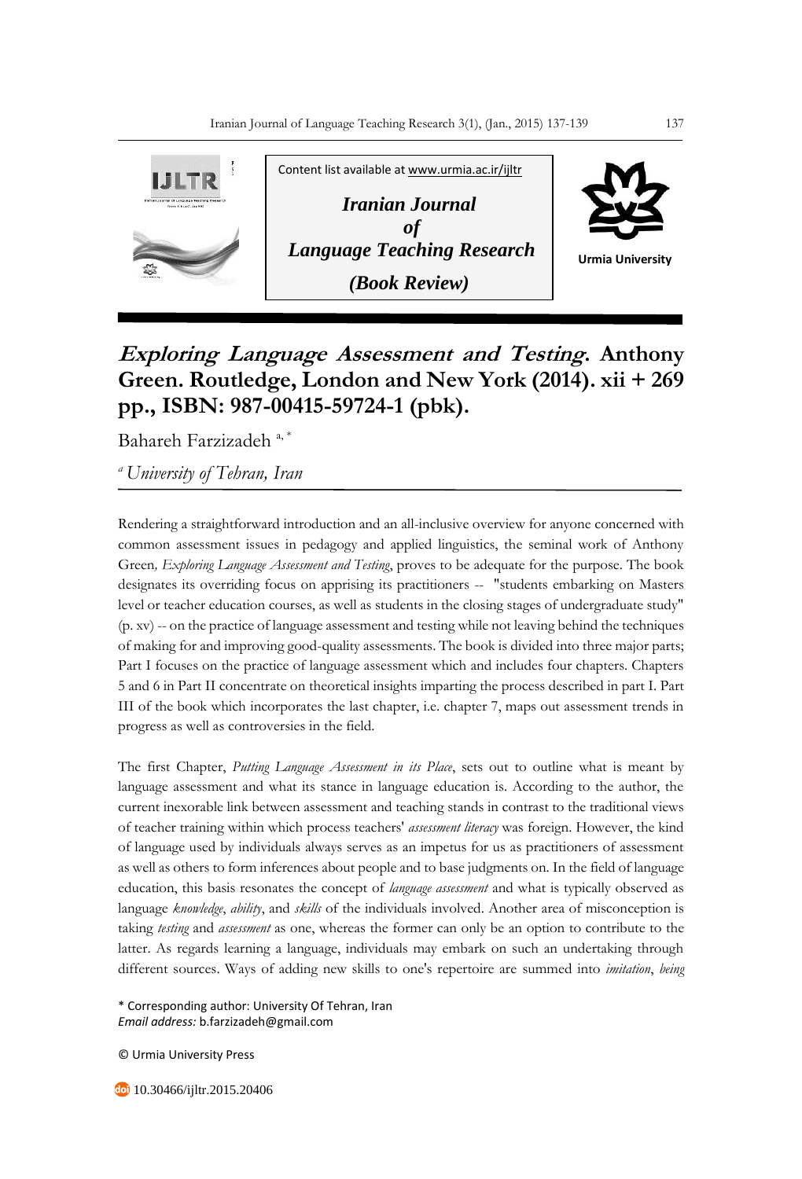Content list available at www.urmia.ac.ir/ijltr

***Iranian Journal of Language Teaching Research***

***(Book Review)***

Urmia University

# *Exploring Language Assessment and Testing*. Anthony Green. Routledge, London and New York (2014). xii + 269 pp., ISBN: 987-00415-59724-1 (pbk).

Bahareh Farzizadeh [a, *]

[a] *University of Tehran, Iran*

Rendering a straightforward introduction and an all-inclusive overview for anyone concerned with common assessment issues in pedagogy and applied linguistics, the seminal work of Anthony Green, *Exploring Language Assessment and Testing*, proves to be adequate for the purpose. The book designates its overriding focus on apprising its practitioners -- "students embarking on Masters level or teacher education courses, as well as students in the closing stages of undergraduate study" (p. xv) -- on the practice of language assessment and testing while not leaving behind the techniques of making for and improving good-quality assessments. The book is divided into three major parts; Part I focuses on the practice of language assessment which and includes four chapters. Chapters 5 and 6 in Part II concentrate on theoretical insights imparting the process described in part I. Part III of the book which incorporates the last chapter, i.e. chapter 7, maps out assessment trends in progress as well as controversies in the field.

The first Chapter, *Putting Language Assessment in its Place*, sets out to outline what is meant by language assessment and what its stance in language education is. According to the author, the current inexorable link between assessment and teaching stands in contrast to the traditional views of teacher training within which process teachers' *assessment literacy* was foreign. However, the kind of language used by individuals always serves as an impetus for us as practitioners of assessment as well as others to form inferences about people and to base judgments on. In the field of language education, this basis resonates the concept of *language assessment* and what is typically observed as language *knowledge*, *ability*, and *skills* of the individuals involved. Another area of misconception is taking *testing* and *assessment* as one, whereas the former can only be an option to contribute to the latter. As regards learning a language, individuals may embark on such an undertaking through different sources. Ways of adding new skills to one's repertoire are summed into *imitation*, *being*

\* Corresponding author: University Of Tehran, Iran
*Email address:* b.farzizadeh@gmail.com

© Urmia University Press

10.30466/ijltr.2015.20406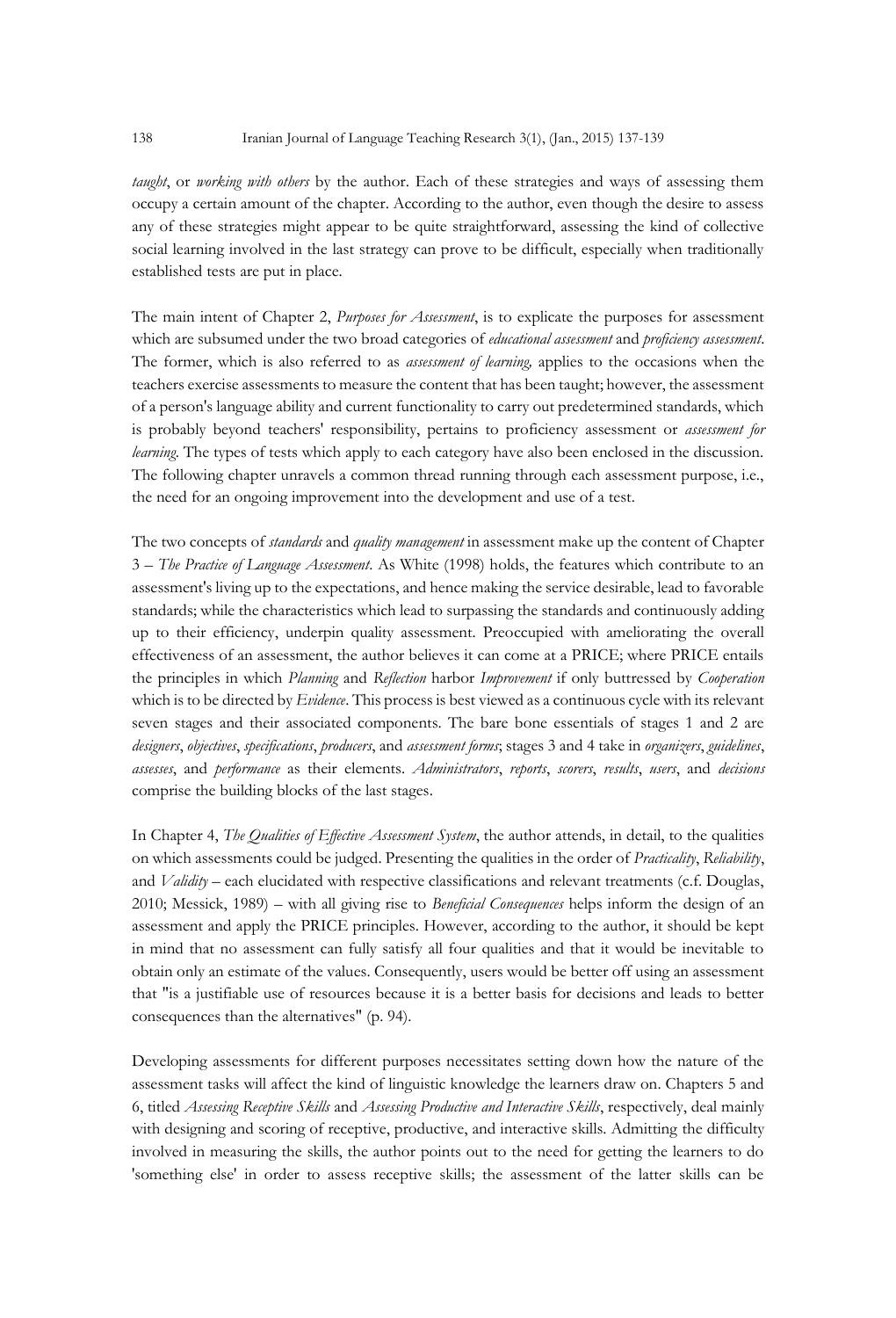*taught*, or *working with others* by the author. Each of these strategies and ways of assessing them occupy a certain amount of the chapter. According to the author, even though the desire to assess any of these strategies might appear to be quite straightforward, assessing the kind of collective social learning involved in the last strategy can prove to be difficult, especially when traditionally established tests are put in place.

The main intent of Chapter 2, *Purposes for Assessment*, is to explicate the purposes for assessment which are subsumed under the two broad categories of *educational assessment* and *proficiency assessment*. The former, which is also referred to as *assessment of learning,* applies to the occasions when the teachers exercise assessments to measure the content that has been taught; however, the assessment of a person's language ability and current functionality to carry out predetermined standards, which is probably beyond teachers' responsibility, pertains to proficiency assessment or *assessment for learning*. The types of tests which apply to each category have also been enclosed in the discussion. The following chapter unravels a common thread running through each assessment purpose, i.e., the need for an ongoing improvement into the development and use of a test.

The two concepts of *standards* and *quality management* in assessment make up the content of Chapter 3 – *The Practice of Language Assessment*. As White (1998) holds, the features which contribute to an assessment's living up to the expectations, and hence making the service desirable, lead to favorable standards; while the characteristics which lead to surpassing the standards and continuously adding up to their efficiency, underpin quality assessment. Preoccupied with ameliorating the overall effectiveness of an assessment, the author believes it can come at a PRICE; where PRICE entails the principles in which *Planning* and *Reflection* harbor *Improvement* if only buttressed by *Cooperation* which is to be directed by *Evidence*. This process is best viewed as a continuous cycle with its relevant seven stages and their associated components. The bare bone essentials of stages 1 and 2 are *designers*, *objectives*, *specifications*, *producers*, and *assessment forms*; stages 3 and 4 take in *organizers*, *guidelines*, *assesses*, and *performance* as their elements. *Administrators*, *reports*, *scorers*, *results*, *users*, and *decisions* comprise the building blocks of the last stages.

In Chapter 4, *The Qualities of Effective Assessment System*, the author attends, in detail, to the qualities on which assessments could be judged. Presenting the qualities in the order of *Practicality*, *Reliability*, and *Validity* – each elucidated with respective classifications and relevant treatments (c.f. Douglas, 2010; Messick, 1989) – with all giving rise to *Beneficial Consequences* helps inform the design of an assessment and apply the PRICE principles. However, according to the author, it should be kept in mind that no assessment can fully satisfy all four qualities and that it would be inevitable to obtain only an estimate of the values. Consequently, users would be better off using an assessment that "is a justifiable use of resources because it is a better basis for decisions and leads to better consequences than the alternatives" (p. 94).

Developing assessments for different purposes necessitates setting down how the nature of the assessment tasks will affect the kind of linguistic knowledge the learners draw on. Chapters 5 and 6, titled *Assessing Receptive Skills* and *Assessing Productive and Interactive Skills*, respectively, deal mainly with designing and scoring of receptive, productive, and interactive skills. Admitting the difficulty involved in measuring the skills, the author points out to the need for getting the learners to do 'something else' in order to assess receptive skills; the assessment of the latter skills can be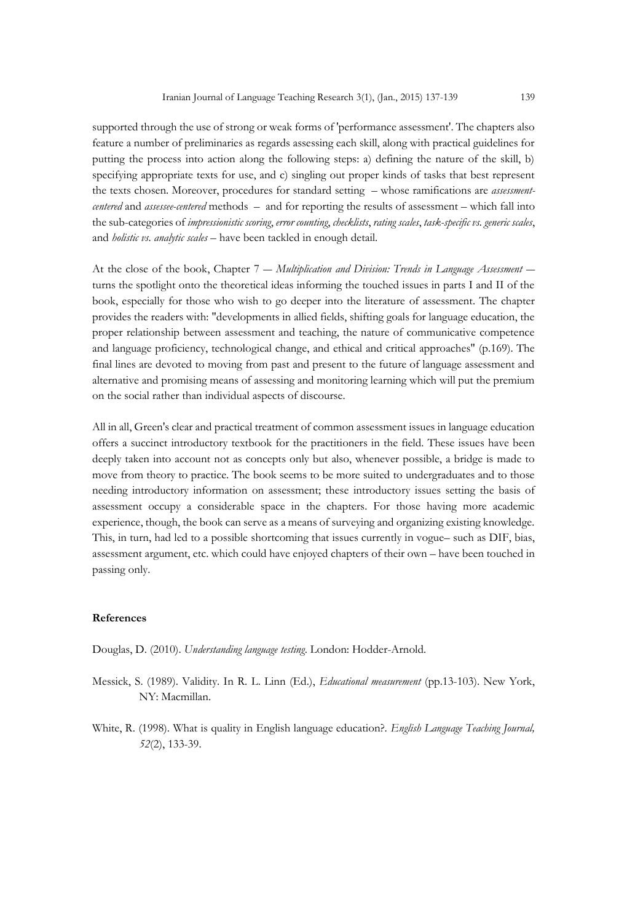supported through the use of strong or weak forms of 'performance assessment'. The chapters also feature a number of preliminaries as regards assessing each skill, along with practical guidelines for putting the process into action along the following steps: a) defining the nature of the skill, b) specifying appropriate texts for use, and c) singling out proper kinds of tasks that best represent the texts chosen. Moreover, procedures for standard setting – whose ramifications are *assessment-centered* and *assessee-centered* methods – and for reporting the results of assessment – which fall into the sub-categories of *impressionistic scoring*, *error counting*, *checklists*, *rating scales*, *task-specific vs. generic scales*, and *holistic vs. analytic scales* – have been tackled in enough detail.

At the close of the book, Chapter 7 — *Multiplication and Division: Trends in Language Assessment* — turns the spotlight onto the theoretical ideas informing the touched issues in parts I and II of the book, especially for those who wish to go deeper into the literature of assessment. The chapter provides the readers with: "developments in allied fields, shifting goals for language education, the proper relationship between assessment and teaching, the nature of communicative competence and language proficiency, technological change, and ethical and critical approaches" (p.169). The final lines are devoted to moving from past and present to the future of language assessment and alternative and promising means of assessing and monitoring learning which will put the premium on the social rather than individual aspects of discourse.

All in all, Green's clear and practical treatment of common assessment issues in language education offers a succinct introductory textbook for the practitioners in the field. These issues have been deeply taken into account not as concepts only but also, whenever possible, a bridge is made to move from theory to practice. The book seems to be more suited to undergraduates and to those needing introductory information on assessment; these introductory issues setting the basis of assessment occupy a considerable space in the chapters. For those having more academic experience, though, the book can serve as a means of surveying and organizing existing knowledge. This, in turn, had led to a possible shortcoming that issues currently in vogue– such as DIF, bias, assessment argument, etc. which could have enjoyed chapters of their own – have been touched in passing only.

**References**

Douglas, D. (2010). *Understanding language testing*. London: Hodder-Arnold.

Messick, S. (1989). Validity. In R. L. Linn (Ed.), *Educational measurement* (pp.13-103). New York, NY: Macmillan.

White, R. (1998). What is quality in English language education?. *English Language Teaching Journal, 52*(2), 133-39.